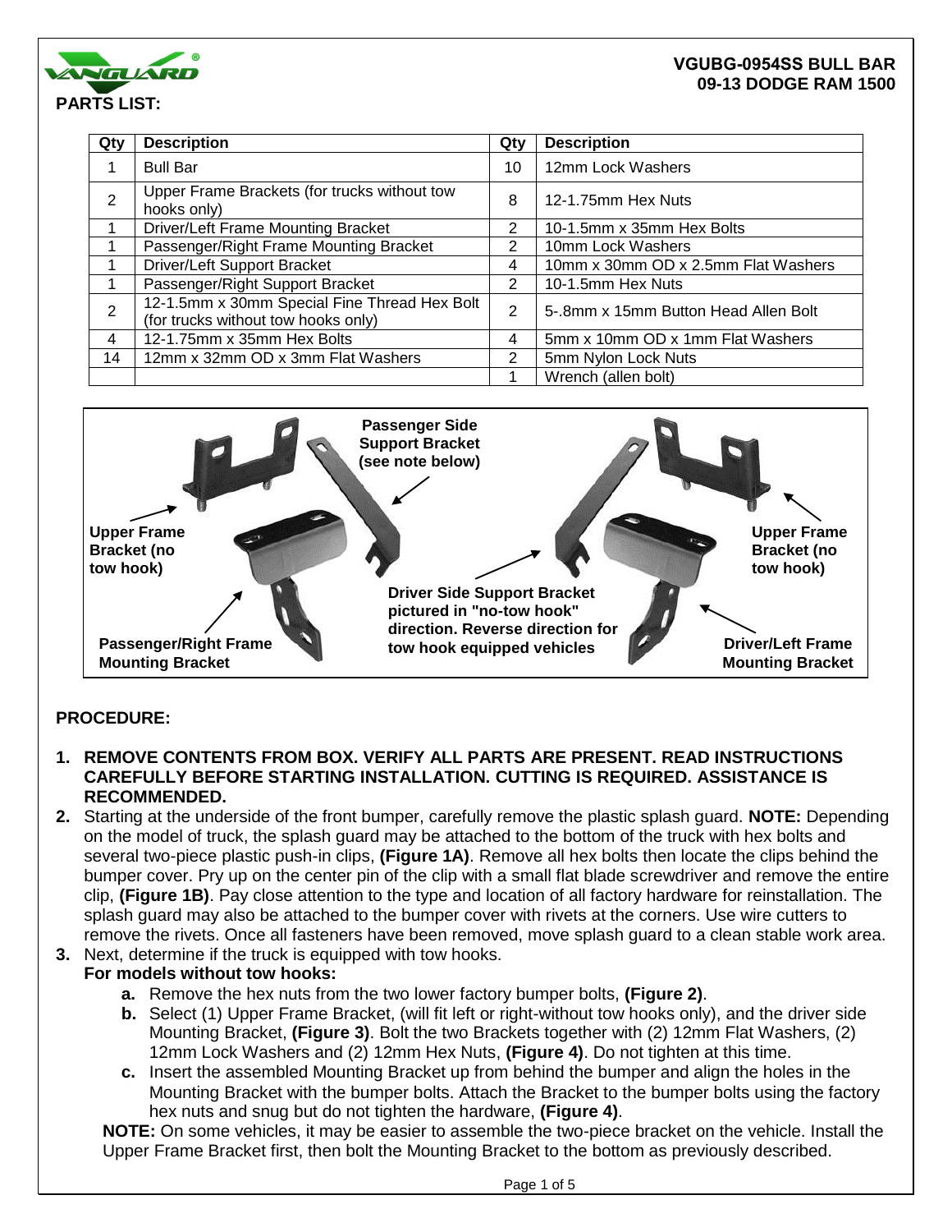**VGUBG-0954SS BULL BAR**
**09-13 DODGE RAM 1500**

## PARTS LIST:

| Qty | Description | Qty | Description |
|---|---|---|---|
| 1 | Bull Bar | 10 | 12mm Lock Washers |
| 2 | Upper Frame Brackets (for trucks without tow hooks only) | 8 | 12-1.75mm Hex Nuts |
| 1 | Driver/Left Frame Mounting Bracket | 2 | 10-1.5mm x 35mm Hex Bolts |
| 1 | Passenger/Right Frame Mounting Bracket | 2 | 10mm Lock Washers |
| 1 | Driver/Left Support Bracket | 4 | 10mm x 30mm OD x 2.5mm Flat Washers |
| 1 | Passenger/Right Support Bracket | 2 | 10-1.5mm Hex Nuts |
| 2 | 12-1.5mm x 30mm Special Fine Thread Hex Bolt (for trucks without tow hooks only) | 2 | 5-.8mm x 15mm Button Head Allen Bolt |
| 4 | 12-1.75mm x 35mm Hex Bolts | 4 | 5mm x 10mm OD x 1mm Flat Washers |
| 14 | 12mm x 32mm OD x 3mm Flat Washers | 2 | 5mm Nylon Lock Nuts |
| | | 1 | Wrench (allen bolt) |

Upper Frame Bracket (no tow hook)

Passenger Side Support Bracket (see note below)

Upper Frame Bracket (no tow hook)

Passenger/Right Frame Mounting Bracket

Driver Side Support Bracket pictured in "no-tow hook" direction. Reverse direction for tow hook equipped vehicles

Driver/Left Frame Mounting Bracket

## PROCEDURE:

1. **REMOVE CONTENTS FROM BOX. VERIFY ALL PARTS ARE PRESENT. READ INSTRUCTIONS CAREFULLY BEFORE STARTING INSTALLATION. CUTTING IS REQUIRED. ASSISTANCE IS RECOMMENDED.**
2. Starting at the underside of the front bumper, carefully remove the plastic splash guard. **NOTE:** Depending on the model of truck, the splash guard may be attached to the bottom of the truck with hex bolts and several two-piece plastic push-in clips, **(Figure 1A)**. Remove all hex bolts then locate the clips behind the bumper cover. Pry up on the center pin of the clip with a small flat blade screwdriver and remove the entire clip, **(Figure 1B)**. Pay close attention to the type and location of all factory hardware for reinstallation. The splash guard may also be attached to the bumper cover with rivets at the corners. Use wire cutters to remove the rivets. Once all fasteners have been removed, move splash guard to a clean stable work area.
3. Next, determine if the truck is equipped with tow hooks.
   **For models without tow hooks:**
   a. Remove the hex nuts from the two lower factory bumper bolts, **(Figure 2)**.
   b. Select (1) Upper Frame Bracket, (will fit left or right-without tow hooks only), and the driver side Mounting Bracket, **(Figure 3)**. Bolt the two Brackets together with (2) 12mm Flat Washers, (2) 12mm Lock Washers and (2) 12mm Hex Nuts, **(Figure 4)**. Do not tighten at this time.
   c. Insert the assembled Mounting Bracket up from behind the bumper and align the holes in the Mounting Bracket with the bumper bolts. Attach the Bracket to the bumper bolts using the factory hex nuts and snug but do not tighten the hardware, **(Figure 4)**.

   **NOTE:** On some vehicles, it may be easier to assemble the two-piece bracket on the vehicle. Install the Upper Frame Bracket first, then bolt the Mounting Bracket to the bottom as previously described.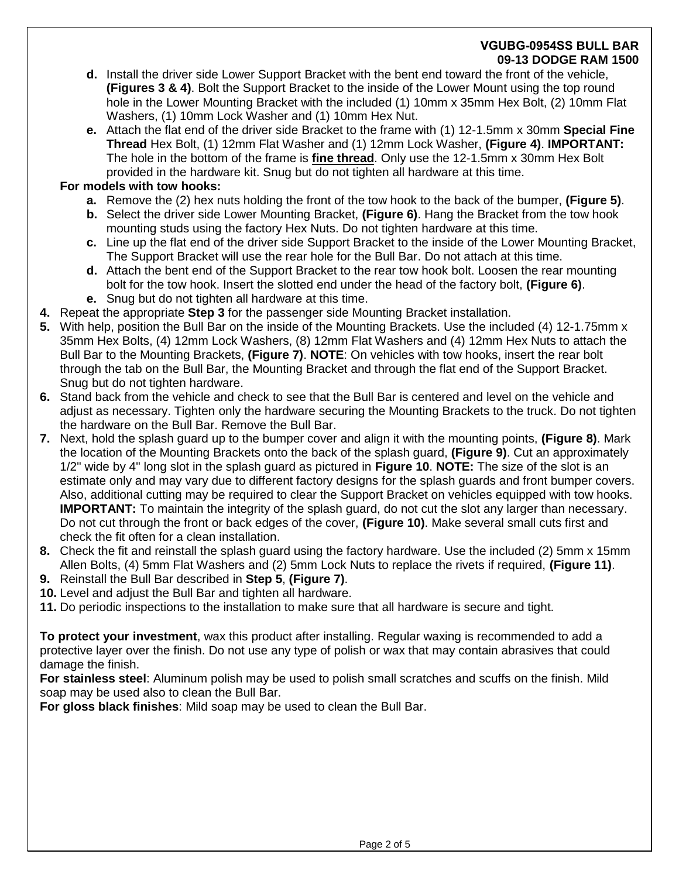d. Install the driver side Lower Support Bracket with the bent end toward the front of the vehicle, **(Figures 3 & 4)**. Bolt the Support Bracket to the inside of the Lower Mount using the top round hole in the Lower Mounting Bracket with the included (1) 10mm x 35mm Hex Bolt, (2) 10mm Flat Washers, (1) 10mm Lock Washer and (1) 10mm Hex Nut.

e. Attach the flat end of the driver side Bracket to the frame with (1) 12-1.5mm x 30mm **Special Fine Thread** Hex Bolt, (1) 12mm Flat Washer and (1) 12mm Lock Washer, **(Figure 4)**. **IMPORTANT:** The hole in the bottom of the frame is **fine thread**. Only use the 12-1.5mm x 30mm Hex Bolt provided in the hardware kit. Snug but do not tighten all hardware at this time.

**For models with tow hooks:**

a. Remove the (2) hex nuts holding the front of the tow hook to the back of the bumper, **(Figure 5)**.

b. Select the driver side Lower Mounting Bracket, **(Figure 6)**. Hang the Bracket from the tow hook mounting studs using the factory Hex Nuts. Do not tighten hardware at this time.

c. Line up the flat end of the driver side Support Bracket to the inside of the Lower Mounting Bracket, The Support Bracket will use the rear hole for the Bull Bar. Do not attach at this time.

d. Attach the bent end of the Support Bracket to the rear tow hook bolt. Loosen the rear mounting bolt for the tow hook. Insert the slotted end under the head of the factory bolt, **(Figure 6)**.

e. Snug but do not tighten all hardware at this time.

4. Repeat the appropriate **Step 3** for the passenger side Mounting Bracket installation.
5. With help, position the Bull Bar on the inside of the Mounting Brackets. Use the included (4) 12-1.75mm x 35mm Hex Bolts, (4) 12mm Lock Washers, (8) 12mm Flat Washers and (4) 12mm Hex Nuts to attach the Bull Bar to the Mounting Brackets, **(Figure 7)**. **NOTE**: On vehicles with tow hooks, insert the rear bolt through the tab on the Bull Bar, the Mounting Bracket and through the flat end of the Support Bracket. Snug but do not tighten hardware.
6. Stand back from the vehicle and check to see that the Bull Bar is centered and level on the vehicle and adjust as necessary. Tighten only the hardware securing the Mounting Brackets to the truck. Do not tighten the hardware on the Bull Bar. Remove the Bull Bar.
7. Next, hold the splash guard up to the bumper cover and align it with the mounting points, **(Figure 8)**. Mark the location of the Mounting Brackets onto the back of the splash guard, **(Figure 9)**. Cut an approximately 1/2" wide by 4" long slot in the splash guard as pictured in **Figure 10**. **NOTE:** The size of the slot is an estimate only and may vary due to different factory designs for the splash guards and front bumper covers. Also, additional cutting may be required to clear the Support Bracket on vehicles equipped with tow hooks. **IMPORTANT:** To maintain the integrity of the splash guard, do not cut the slot any larger than necessary. Do not cut through the front or back edges of the cover, **(Figure 10)**. Make several small cuts first and check the fit often for a clean installation.
8. Check the fit and reinstall the splash guard using the factory hardware. Use the included (2) 5mm x 15mm Allen Bolts, (4) 5mm Flat Washers and (2) 5mm Lock Nuts to replace the rivets if required, **(Figure 11)**.
9. Reinstall the Bull Bar described in **Step 5**, **(Figure 7)**.
10. Level and adjust the Bull Bar and tighten all hardware.
11. Do periodic inspections to the installation to make sure that all hardware is secure and tight.

**To protect your investment**, wax this product after installing. Regular waxing is recommended to add a protective layer over the finish. Do not use any type of polish or wax that may contain abrasives that could damage the finish.

**For stainless steel**: Aluminum polish may be used to polish small scratches and scuffs on the finish. Mild soap may be used also to clean the Bull Bar.

**For gloss black finishes**: Mild soap may be used to clean the Bull Bar.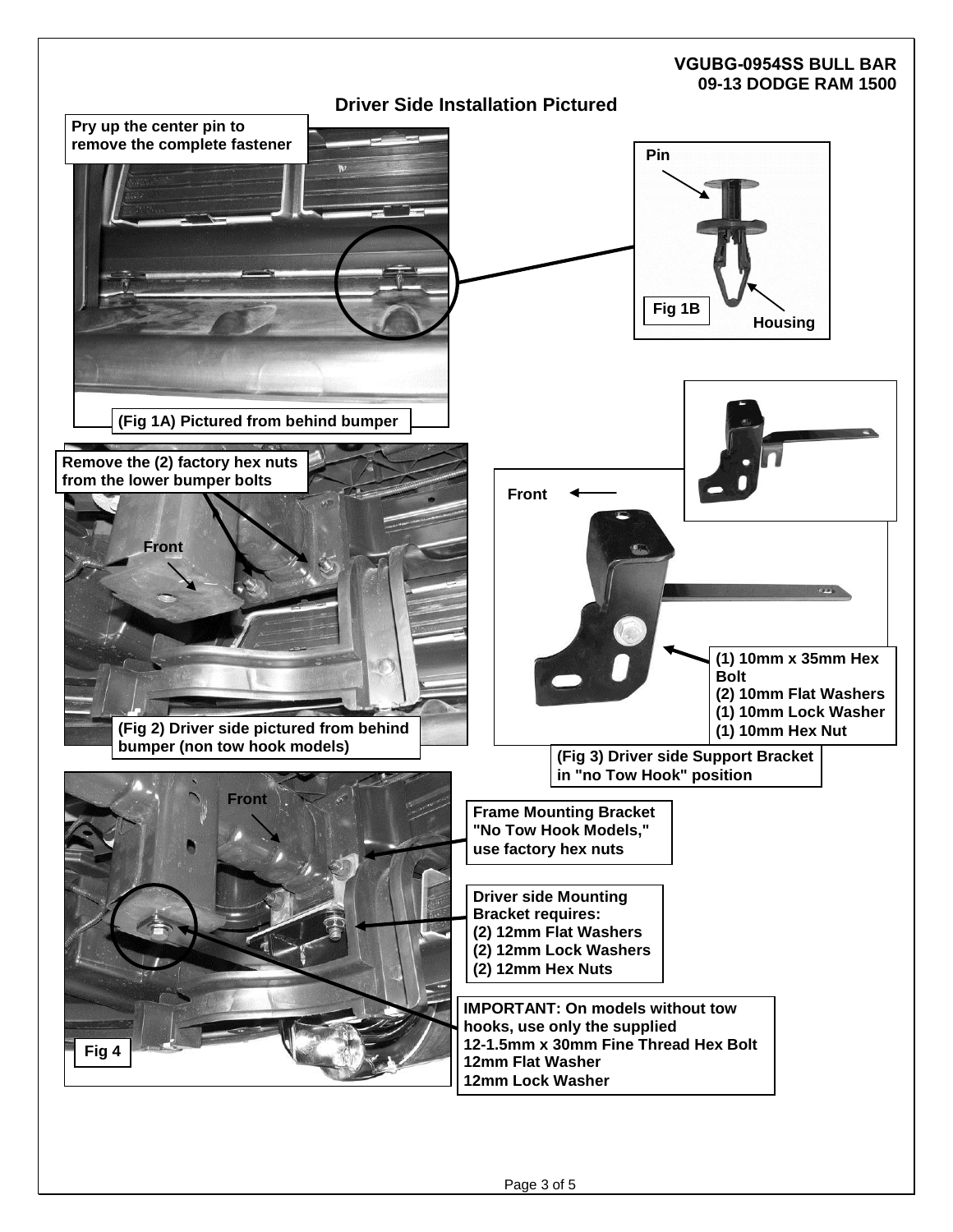**VGUBG-0954SS BULL BAR**
**09-13 DODGE RAM 1500**

## Driver Side Installation Pictured

**Pry up the center pin to remove the complete fastener**

**Pin**

**Housing**

**Fig 1B**

**(Fig 1A) Pictured from behind bumper**

**Remove the (2) factory hex nuts from the lower bumper bolts**

**Front**

**(Fig 2) Driver side pictured from behind bumper (non tow hook models)**

**Front**

**(1) 10mm x 35mm Hex Bolt**
**(2) 10mm Flat Washers**
**(1) 10mm Lock Washer**
**(1) 10mm Hex Nut**

**(Fig 3) Driver side Support Bracket in "no Tow Hook" position**

**Front**

**Frame Mounting Bracket "No Tow Hook Models," use factory hex nuts**

**Driver side Mounting Bracket requires:**
**(2) 12mm Flat Washers**
**(2) 12mm Lock Washers**
**(2) 12mm Hex Nuts**

**IMPORTANT: On models without tow hooks, use only the supplied**
**12-1.5mm x 30mm Fine Thread Hex Bolt**
**12mm Flat Washer**
**12mm Lock Washer**

**Fig 4**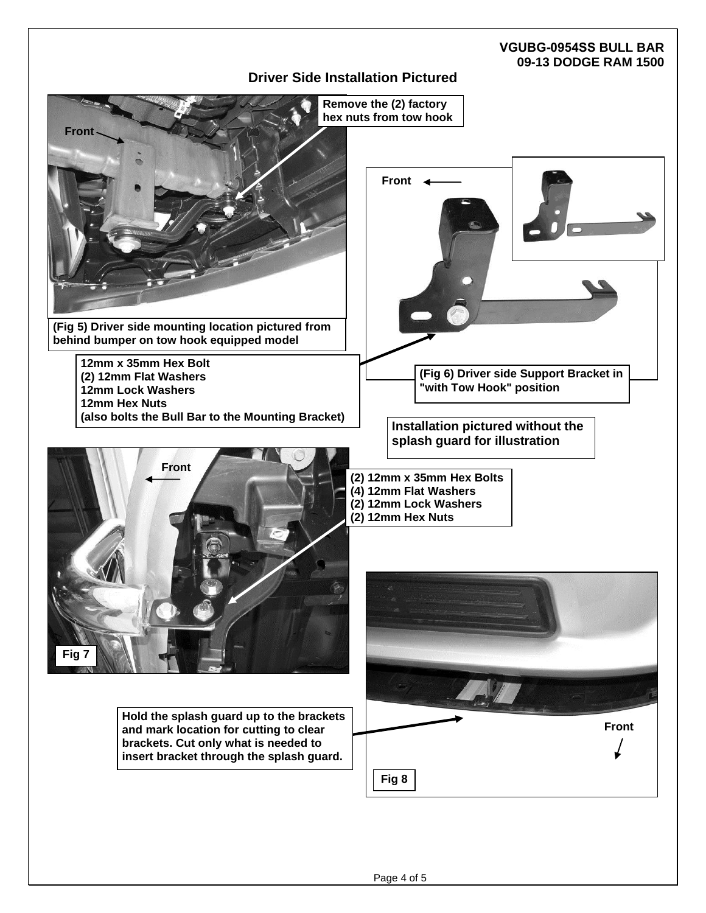**VGUBG-0954SS BULL BAR**
**09-13 DODGE RAM 1500**

## Driver Side Installation Pictured

Front

Remove the (2) factory hex nuts from tow hook

(Fig 5) Driver side mounting location pictured from behind bumper on tow hook equipped model

Front

12mm x 35mm Hex Bolt
(2) 12mm Flat Washers
12mm Lock Washers
12mm Hex Nuts
(also bolts the Bull Bar to the Mounting Bracket)

(Fig 6) Driver side Support Bracket in "with Tow Hook" position

Installation pictured without the splash guard for illustration

Front

(2) 12mm x 35mm Hex Bolts
(4) 12mm Flat Washers
(2) 12mm Lock Washers
(2) 12mm Hex Nuts

Fig 7

Hold the splash guard up to the brackets and mark location for cutting to clear brackets. Cut only what is needed to insert bracket through the splash guard.

Front

Fig 8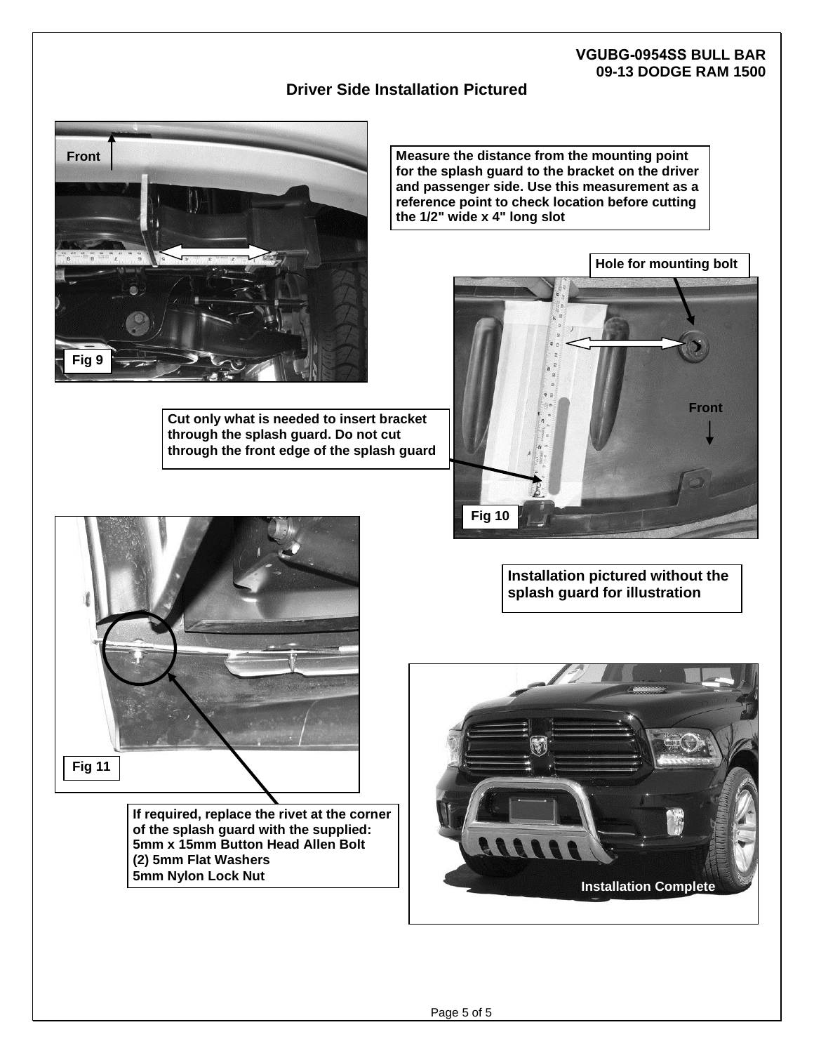## Driver Side Installation Pictured

Front

Fig 9

Measure the distance from the mounting point for the splash guard to the bracket on the driver and passenger side. Use this measurement as a reference point to check location before cutting the 1/2" wide x 4" long slot

Hole for mounting bolt

Front

Fig 10

Cut only what is needed to insert bracket through the splash guard. Do not cut through the front edge of the splash guard

Installation pictured without the splash guard for illustration

Fig 11

If required, replace the rivet at the corner of the splash guard with the supplied:
5mm x 15mm Button Head Allen Bolt
(2) 5mm Flat Washers
5mm Nylon Lock Nut

Installation Complete